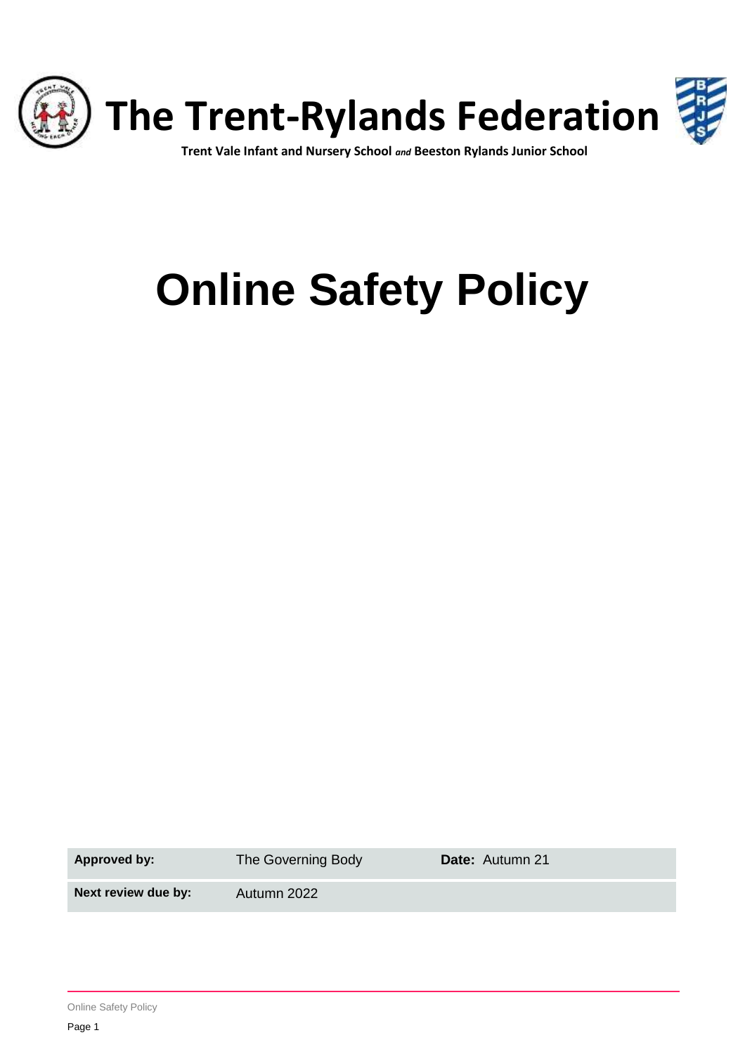# The Trent-Rylands Federation

**Trent Vale Infant and Nursery School** ***and*** **Beeston Rylands Junior School**

# Online Safety Policy

| **Approved by:** | The Governing Body | **Date:** Autumn 21 |
| --- | --- | --- |
| **Next review due by:** | Autumn 2022 | |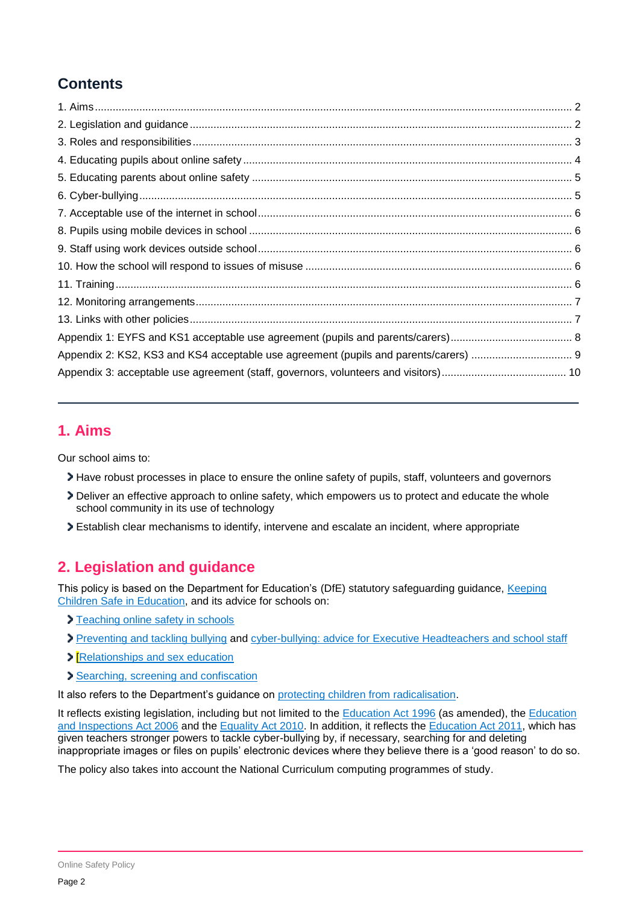## Contents

1. Aims ... 2
2. Legislation and guidance ... 2
3. Roles and responsibilities ... 3
4. Educating pupils about online safety ... 4
5. Educating parents about online safety ... 5
6. Cyber-bullying ... 5
7. Acceptable use of the internet in school ... 6
8. Pupils using mobile devices in school ... 6
9. Staff using work devices outside school ... 6
10. How the school will respond to issues of misuse ... 6
11. Training ... 6
12. Monitoring arrangements ... 7
13. Links with other policies ... 7

Appendix 1: EYFS and KS1 acceptable use agreement (pupils and parents/carers) ... 8
Appendix 2: KS2, KS3 and KS4 acceptable use agreement (pupils and parents/carers) ... 9
Appendix 3: acceptable use agreement (staff, governors, volunteers and visitors) ... 10

---

## 1. Aims

Our school aims to:

- Have robust processes in place to ensure the online safety of pupils, staff, volunteers and governors
- Deliver an effective approach to online safety, which empowers us to protect and educate the whole school community in its use of technology
- Establish clear mechanisms to identify, intervene and escalate an incident, where appropriate

## 2. Legislation and guidance

This policy is based on the Department for Education's (DfE) statutory safeguarding guidance, Keeping Children Safe in Education, and its advice for schools on:

- Teaching online safety in schools
- Preventing and tackling bullying and cyber-bullying: advice for Executive Headteachers and school staff
- [Relationships and sex education
- Searching, screening and confiscation

It also refers to the Department's guidance on protecting children from radicalisation.

It reflects existing legislation, including but not limited to the Education Act 1996 (as amended), the Education and Inspections Act 2006 and the Equality Act 2010. In addition, it reflects the Education Act 2011, which has given teachers stronger powers to tackle cyber-bullying by, if necessary, searching for and deleting inappropriate images or files on pupils' electronic devices where they believe there is a 'good reason' to do so.

The policy also takes into account the National Curriculum computing programmes of study.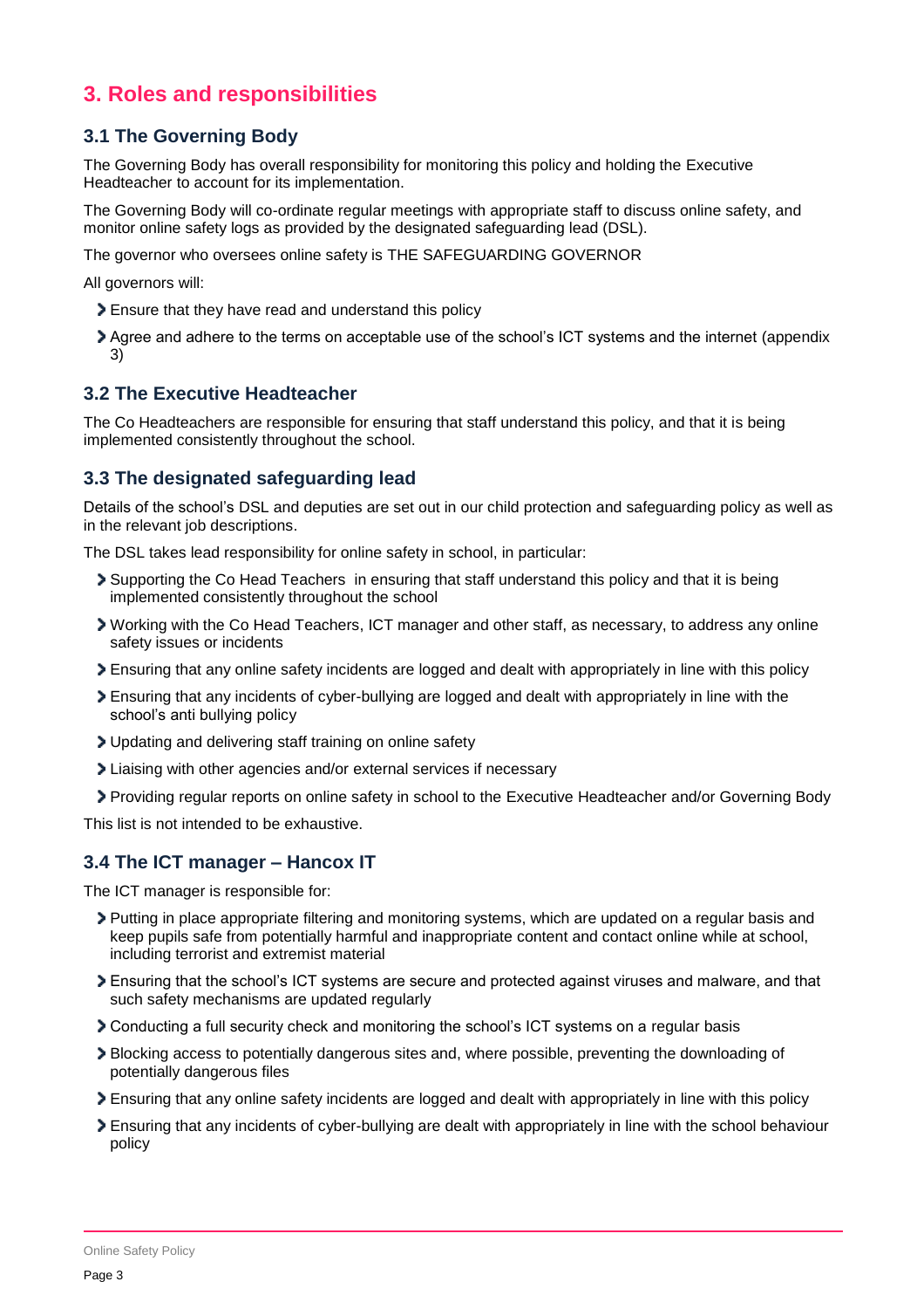## 3. Roles and responsibilities

### 3.1 The Governing Body

The Governing Body has overall responsibility for monitoring this policy and holding the Executive Headteacher to account for its implementation.

The Governing Body will co-ordinate regular meetings with appropriate staff to discuss online safety, and monitor online safety logs as provided by the designated safeguarding lead (DSL).

The governor who oversees online safety is THE SAFEGUARDING GOVERNOR

All governors will:

- Ensure that they have read and understand this policy
- Agree and adhere to the terms on acceptable use of the school's ICT systems and the internet (appendix 3)

### 3.2 The Executive Headteacher

The Co Headteachers are responsible for ensuring that staff understand this policy, and that it is being implemented consistently throughout the school.

### 3.3 The designated safeguarding lead

Details of the school's DSL and deputies are set out in our child protection and safeguarding policy as well as in the relevant job descriptions.

The DSL takes lead responsibility for online safety in school, in particular:

- Supporting the Co Head Teachers in ensuring that staff understand this policy and that it is being implemented consistently throughout the school
- Working with the Co Head Teachers, ICT manager and other staff, as necessary, to address any online safety issues or incidents
- Ensuring that any online safety incidents are logged and dealt with appropriately in line with this policy
- Ensuring that any incidents of cyber-bullying are logged and dealt with appropriately in line with the school's anti bullying policy
- Updating and delivering staff training on online safety
- Liaising with other agencies and/or external services if necessary
- Providing regular reports on online safety in school to the Executive Headteacher and/or Governing Body

This list is not intended to be exhaustive.

### 3.4 The ICT manager – Hancox IT

The ICT manager is responsible for:

- Putting in place appropriate filtering and monitoring systems, which are updated on a regular basis and keep pupils safe from potentially harmful and inappropriate content and contact online while at school, including terrorist and extremist material
- Ensuring that the school's ICT systems are secure and protected against viruses and malware, and that such safety mechanisms are updated regularly
- Conducting a full security check and monitoring the school's ICT systems on a regular basis
- Blocking access to potentially dangerous sites and, where possible, preventing the downloading of potentially dangerous files
- Ensuring that any online safety incidents are logged and dealt with appropriately in line with this policy
- Ensuring that any incidents of cyber-bullying are dealt with appropriately in line with the school behaviour policy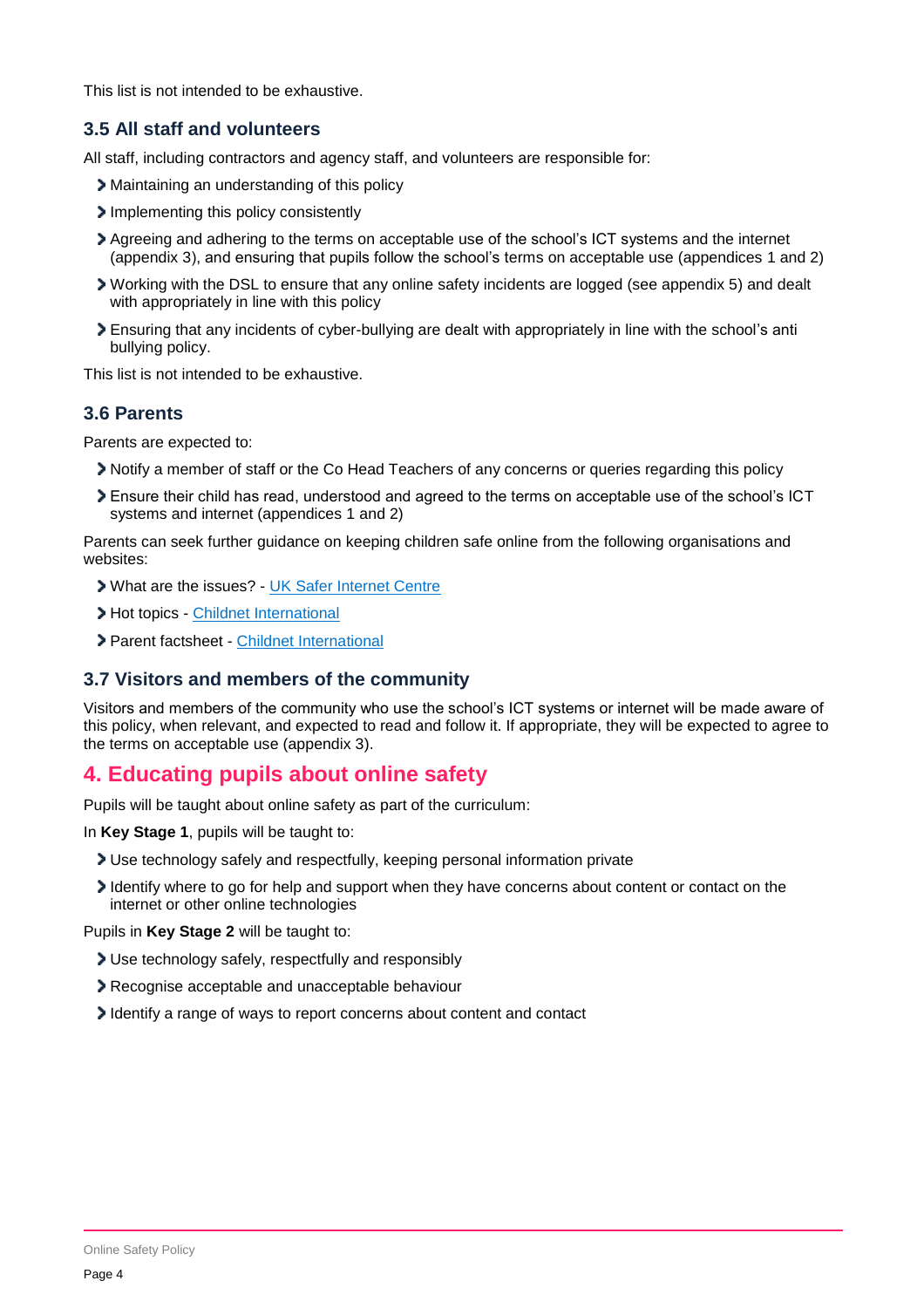This list is not intended to be exhaustive.

### 3.5 All staff and volunteers

All staff, including contractors and agency staff, and volunteers are responsible for:

- Maintaining an understanding of this policy
- Implementing this policy consistently
- Agreeing and adhering to the terms on acceptable use of the school's ICT systems and the internet (appendix 3), and ensuring that pupils follow the school's terms on acceptable use (appendices 1 and 2)
- Working with the DSL to ensure that any online safety incidents are logged (see appendix 5) and dealt with appropriately in line with this policy
- Ensuring that any incidents of cyber-bullying are dealt with appropriately in line with the school's anti bullying policy.

This list is not intended to be exhaustive.

### 3.6 Parents

Parents are expected to:

- Notify a member of staff or the Co Head Teachers of any concerns or queries regarding this policy
- Ensure their child has read, understood and agreed to the terms on acceptable use of the school's ICT systems and internet (appendices 1 and 2)

Parents can seek further guidance on keeping children safe online from the following organisations and websites:

- What are the issues? - UK Safer Internet Centre
- Hot topics - Childnet International
- Parent factsheet - Childnet International

### 3.7 Visitors and members of the community

Visitors and members of the community who use the school's ICT systems or internet will be made aware of this policy, when relevant, and expected to read and follow it. If appropriate, they will be expected to agree to the terms on acceptable use (appendix 3).

## 4. Educating pupils about online safety

Pupils will be taught about online safety as part of the curriculum:

In **Key Stage 1**, pupils will be taught to:

- Use technology safely and respectfully, keeping personal information private
- Identify where to go for help and support when they have concerns about content or contact on the internet or other online technologies

Pupils in **Key Stage 2** will be taught to:

- Use technology safely, respectfully and responsibly
- Recognise acceptable and unacceptable behaviour
- Identify a range of ways to report concerns about content and contact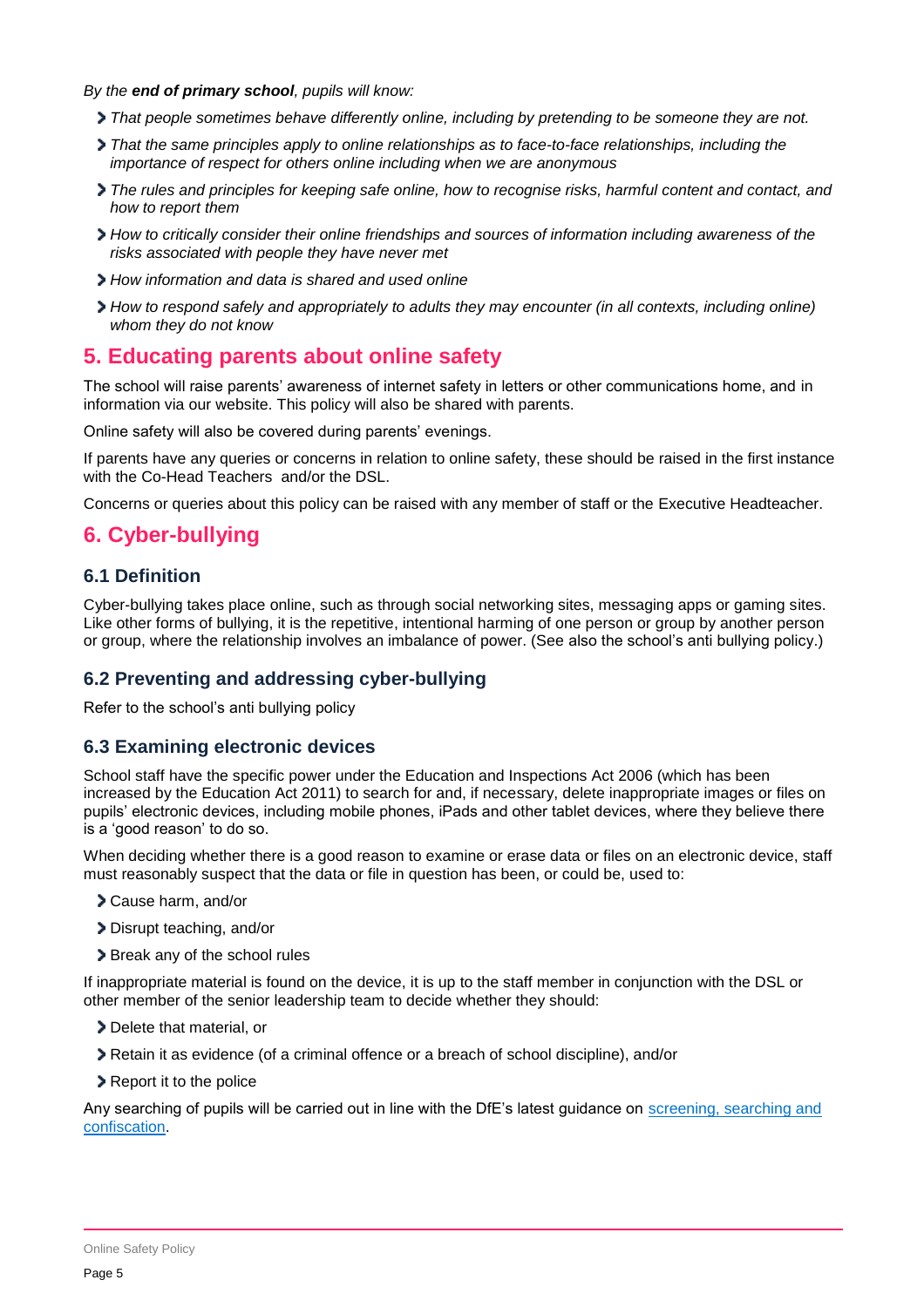*By the* ***end of primary school****, pupils will know:*

- *That people sometimes behave differently online, including by pretending to be someone they are not.*
- *That the same principles apply to online relationships as to face-to-face relationships, including the importance of respect for others online including when we are anonymous*
- *The rules and principles for keeping safe online, how to recognise risks, harmful content and contact, and how to report them*
- *How to critically consider their online friendships and sources of information including awareness of the risks associated with people they have never met*
- *How information and data is shared and used online*
- *How to respond safely and appropriately to adults they may encounter (in all contexts, including online) whom they do not know*

## 5. Educating parents about online safety

The school will raise parents' awareness of internet safety in letters or other communications home, and in information via our website. This policy will also be shared with parents.

Online safety will also be covered during parents' evenings.

If parents have any queries or concerns in relation to online safety, these should be raised in the first instance with the Co-Head Teachers and/or the DSL.

Concerns or queries about this policy can be raised with any member of staff or the Executive Headteacher.

## 6. Cyber-bullying

### 6.1 Definition

Cyber-bullying takes place online, such as through social networking sites, messaging apps or gaming sites. Like other forms of bullying, it is the repetitive, intentional harming of one person or group by another person or group, where the relationship involves an imbalance of power. (See also the school's anti bullying policy.)

### 6.2 Preventing and addressing cyber-bullying

Refer to the school's anti bullying policy

### 6.3 Examining electronic devices

School staff have the specific power under the Education and Inspections Act 2006 (which has been increased by the Education Act 2011) to search for and, if necessary, delete inappropriate images or files on pupils' electronic devices, including mobile phones, iPads and other tablet devices, where they believe there is a 'good reason' to do so.

When deciding whether there is a good reason to examine or erase data or files on an electronic device, staff must reasonably suspect that the data or file in question has been, or could be, used to:

- Cause harm, and/or
- Disrupt teaching, and/or
- Break any of the school rules

If inappropriate material is found on the device, it is up to the staff member in conjunction with the DSL or other member of the senior leadership team to decide whether they should:

- Delete that material, or
- Retain it as evidence (of a criminal offence or a breach of school discipline), and/or
- Report it to the police

Any searching of pupils will be carried out in line with the DfE's latest guidance on [screening, searching and confiscation](screening, searching and confiscation).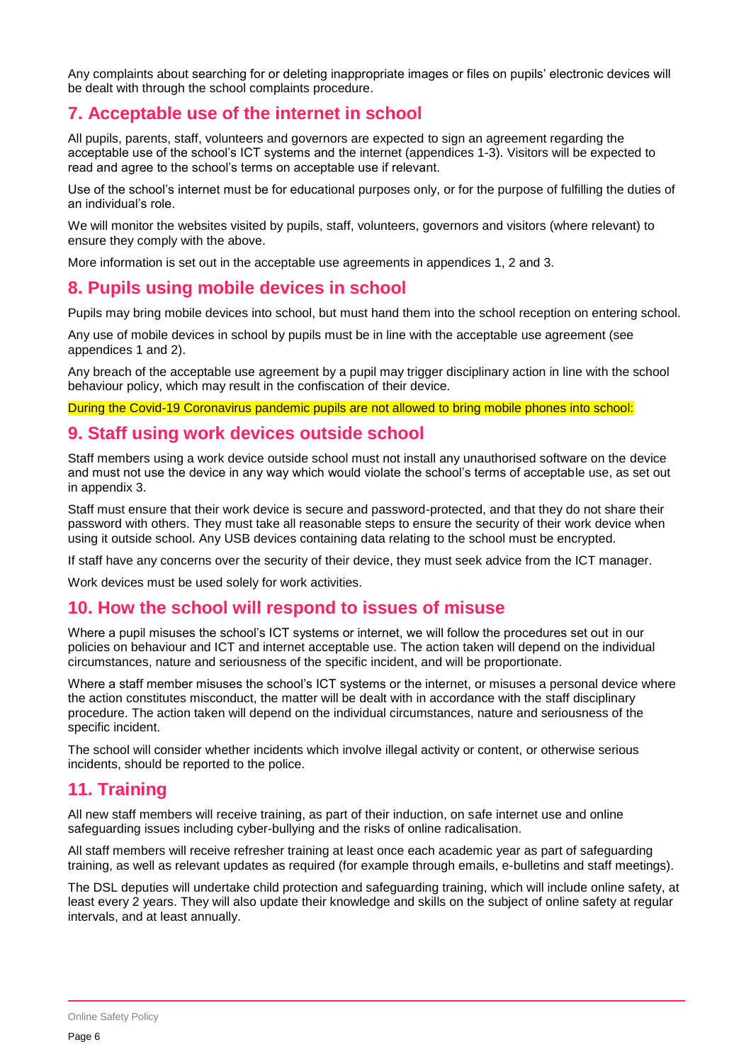Any complaints about searching for or deleting inappropriate images or files on pupils' electronic devices will be dealt with through the school complaints procedure.

## 7. Acceptable use of the internet in school

All pupils, parents, staff, volunteers and governors are expected to sign an agreement regarding the acceptable use of the school's ICT systems and the internet (appendices 1-3). Visitors will be expected to read and agree to the school's terms on acceptable use if relevant.

Use of the school's internet must be for educational purposes only, or for the purpose of fulfilling the duties of an individual's role.

We will monitor the websites visited by pupils, staff, volunteers, governors and visitors (where relevant) to ensure they comply with the above.

More information is set out in the acceptable use agreements in appendices 1, 2 and 3.

## 8. Pupils using mobile devices in school

Pupils may bring mobile devices into school, but must hand them into the school reception on entering school.

Any use of mobile devices in school by pupils must be in line with the acceptable use agreement (see appendices 1 and 2).

Any breach of the acceptable use agreement by a pupil may trigger disciplinary action in line with the school behaviour policy, which may result in the confiscation of their device.

During the Covid-19 Coronavirus pandemic pupils are not allowed to bring mobile phones into school:

## 9. Staff using work devices outside school

Staff members using a work device outside school must not install any unauthorised software on the device and must not use the device in any way which would violate the school's terms of acceptable use, as set out in appendix 3.

Staff must ensure that their work device is secure and password-protected, and that they do not share their password with others. They must take all reasonable steps to ensure the security of their work device when using it outside school. Any USB devices containing data relating to the school must be encrypted.

If staff have any concerns over the security of their device, they must seek advice from the ICT manager.

Work devices must be used solely for work activities.

## 10. How the school will respond to issues of misuse

Where a pupil misuses the school's ICT systems or internet, we will follow the procedures set out in our policies on behaviour and ICT and internet acceptable use. The action taken will depend on the individual circumstances, nature and seriousness of the specific incident, and will be proportionate.

Where a staff member misuses the school's ICT systems or the internet, or misuses a personal device where the action constitutes misconduct, the matter will be dealt with in accordance with the staff disciplinary procedure. The action taken will depend on the individual circumstances, nature and seriousness of the specific incident.

The school will consider whether incidents which involve illegal activity or content, or otherwise serious incidents, should be reported to the police.

## 11. Training

All new staff members will receive training, as part of their induction, on safe internet use and online safeguarding issues including cyber-bullying and the risks of online radicalisation.

All staff members will receive refresher training at least once each academic year as part of safeguarding training, as well as relevant updates as required (for example through emails, e-bulletins and staff meetings).

The DSL deputies will undertake child protection and safeguarding training, which will include online safety, at least every 2 years. They will also update their knowledge and skills on the subject of online safety at regular intervals, and at least annually.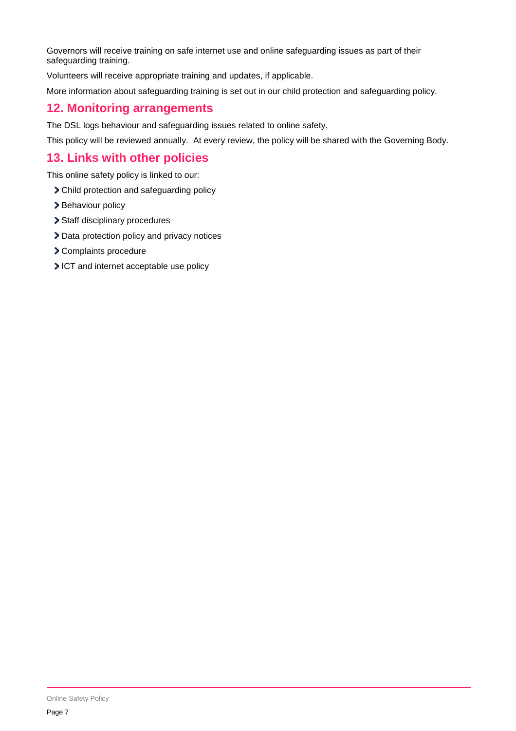Governors will receive training on safe internet use and online safeguarding issues as part of their safeguarding training.

Volunteers will receive appropriate training and updates, if applicable.

More information about safeguarding training is set out in our child protection and safeguarding policy.

## 12. Monitoring arrangements

The DSL logs behaviour and safeguarding issues related to online safety.

This policy will be reviewed annually. At every review, the policy will be shared with the Governing Body.

## 13. Links with other policies

This online safety policy is linked to our:

- Child protection and safeguarding policy
- Behaviour policy
- Staff disciplinary procedures
- Data protection policy and privacy notices
- Complaints procedure
- ICT and internet acceptable use policy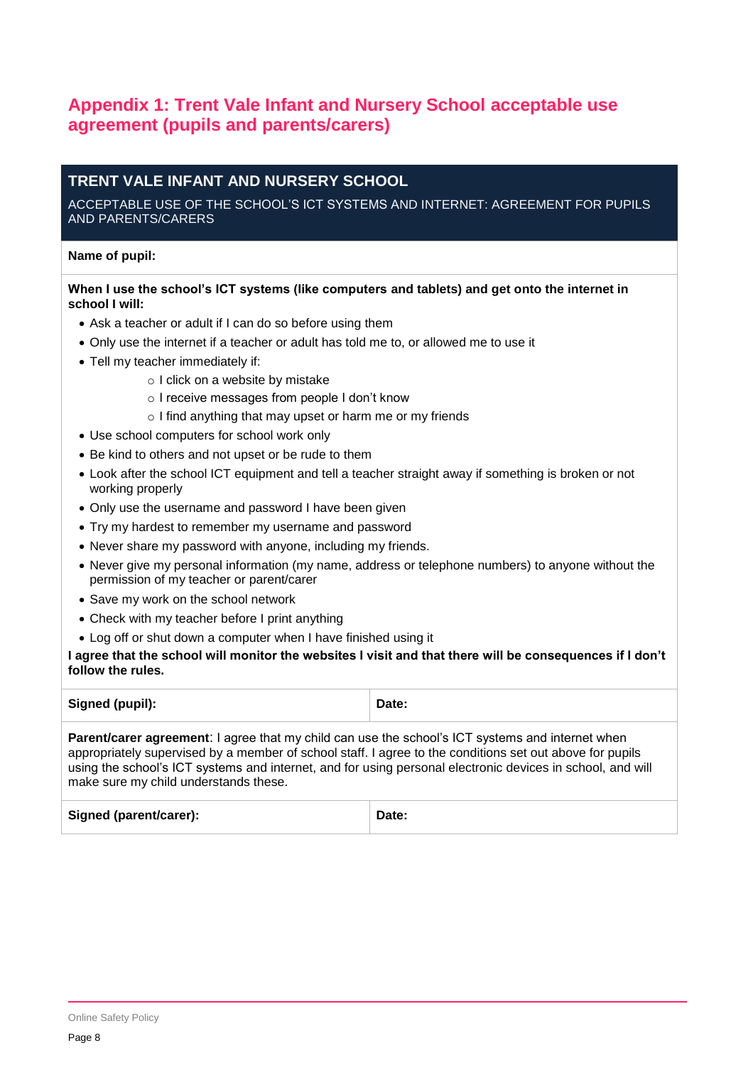## Appendix 1: Trent Vale Infant and Nursery School acceptable use agreement (pupils and parents/carers)

**TRENT VALE INFANT AND NURSERY SCHOOL**

ACCEPTABLE USE OF THE SCHOOL'S ICT SYSTEMS AND INTERNET: AGREEMENT FOR PUPILS AND PARENTS/CARERS

**Name of pupil:**

**When I use the school's ICT systems (like computers and tablets) and get onto the internet in school I will:**

- Ask a teacher or adult if I can do so before using them
- Only use the internet if a teacher or adult has told me to, or allowed me to use it
- Tell my teacher immediately if:
    - I click on a website by mistake
    - I receive messages from people I don't know
    - I find anything that may upset or harm me or my friends
- Use school computers for school work only
- Be kind to others and not upset or be rude to them
- Look after the school ICT equipment and tell a teacher straight away if something is broken or not working properly
- Only use the username and password I have been given
- Try my hardest to remember my username and password
- Never share my password with anyone, including my friends.
- Never give my personal information (my name, address or telephone numbers) to anyone without the permission of my teacher or parent/carer
- Save my work on the school network
- Check with my teacher before I print anything
- Log off or shut down a computer when I have finished using it

**I agree that the school will monitor the websites I visit and that there will be consequences if I don't follow the rules.**

| **Signed (pupil):** | **Date:** |
| --- | --- |

**Parent/carer agreement**: I agree that my child can use the school's ICT systems and internet when appropriately supervised by a member of school staff. I agree to the conditions set out above for pupils using the school's ICT systems and internet, and for using personal electronic devices in school, and will make sure my child understands these.

| **Signed (parent/carer):** | **Date:** |
| --- | --- |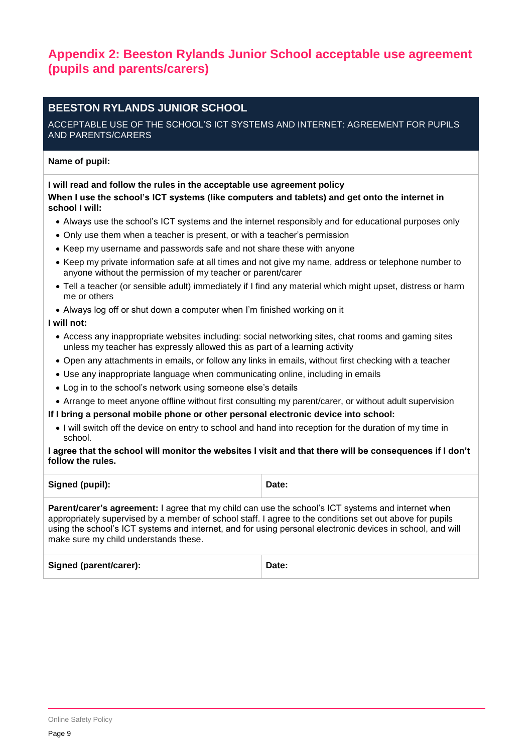## Appendix 2: Beeston Rylands Junior School acceptable use agreement (pupils and parents/carers)

| **BEESTON RYLANDS JUNIOR SCHOOL**<br>ACCEPTABLE USE OF THE SCHOOL'S ICT SYSTEMS AND INTERNET: AGREEMENT FOR PUPILS AND PARENTS/CARERS | |
|---|---|
| **Name of pupil:** | |
| **I will read and follow the rules in the acceptable use agreement policy**<br>**When I use the school's ICT systems (like computers and tablets) and get onto the internet in school I will:**<br>• Always use the school's ICT systems and the internet responsibly and for educational purposes only<br>• Only use them when a teacher is present, or with a teacher's permission<br>• Keep my username and passwords safe and not share these with anyone<br>• Keep my private information safe at all times and not give my name, address or telephone number to anyone without the permission of my teacher or parent/carer<br>• Tell a teacher (or sensible adult) immediately if I find any material which might upset, distress or harm me or others<br>• Always log off or shut down a computer when I'm finished working on it<br>**I will not:**<br>• Access any inappropriate websites including: social networking sites, chat rooms and gaming sites unless my teacher has expressly allowed this as part of a learning activity<br>• Open any attachments in emails, or follow any links in emails, without first checking with a teacher<br>• Use any inappropriate language when communicating online, including in emails<br>• Log in to the school's network using someone else's details<br>• Arrange to meet anyone offline without first consulting my parent/carer, or without adult supervision<br>**If I bring a personal mobile phone or other personal electronic device into school:**<br>• I will switch off the device on entry to school and hand into reception for the duration of my time in school.<br>**I agree that the school will monitor the websites I visit and that there will be consequences if I don't follow the rules.** | |
| **Signed (pupil):** | **Date:** |
| **Parent/carer's agreement:** I agree that my child can use the school's ICT systems and internet when appropriately supervised by a member of school staff. I agree to the conditions set out above for pupils using the school's ICT systems and internet, and for using personal electronic devices in school, and will make sure my child understands these. | |
| **Signed (parent/carer):** | **Date:** |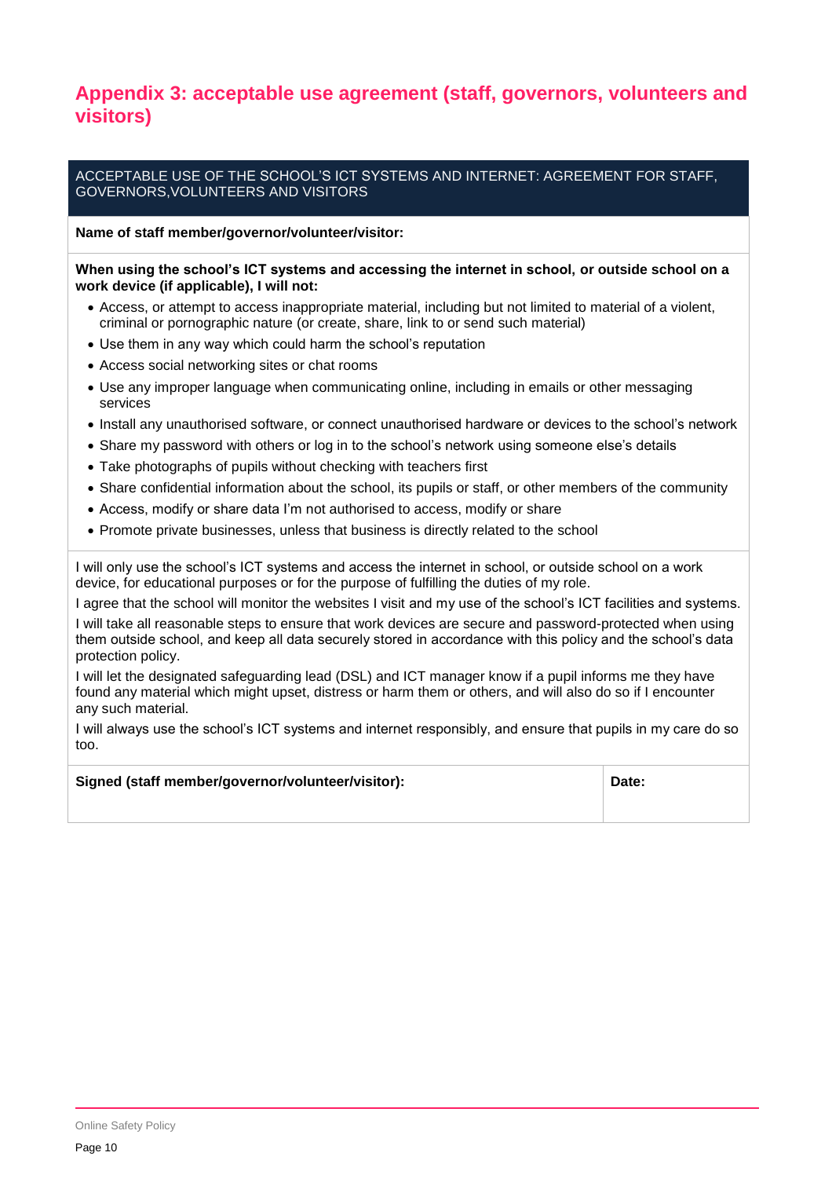## Appendix 3: acceptable use agreement (staff, governors, volunteers and visitors)

ACCEPTABLE USE OF THE SCHOOL'S ICT SYSTEMS AND INTERNET: AGREEMENT FOR STAFF, GOVERNORS,VOLUNTEERS AND VISITORS

**Name of staff member/governor/volunteer/visitor:**

**When using the school's ICT systems and accessing the internet in school, or outside school on a work device (if applicable), I will not:**

- Access, or attempt to access inappropriate material, including but not limited to material of a violent, criminal or pornographic nature (or create, share, link to or send such material)
- Use them in any way which could harm the school's reputation
- Access social networking sites or chat rooms
- Use any improper language when communicating online, including in emails or other messaging services
- Install any unauthorised software, or connect unauthorised hardware or devices to the school's network
- Share my password with others or log in to the school's network using someone else's details
- Take photographs of pupils without checking with teachers first
- Share confidential information about the school, its pupils or staff, or other members of the community
- Access, modify or share data I'm not authorised to access, modify or share
- Promote private businesses, unless that business is directly related to the school

I will only use the school's ICT systems and access the internet in school, or outside school on a work device, for educational purposes or for the purpose of fulfilling the duties of my role.

I agree that the school will monitor the websites I visit and my use of the school's ICT facilities and systems.

I will take all reasonable steps to ensure that work devices are secure and password-protected when using them outside school, and keep all data securely stored in accordance with this policy and the school's data protection policy.

I will let the designated safeguarding lead (DSL) and ICT manager know if a pupil informs me they have found any material which might upset, distress or harm them or others, and will also do so if I encounter any such material.

I will always use the school's ICT systems and internet responsibly, and ensure that pupils in my care do so too.

| **Signed (staff member/governor/volunteer/visitor):** | **Date:** |
| --- | --- |